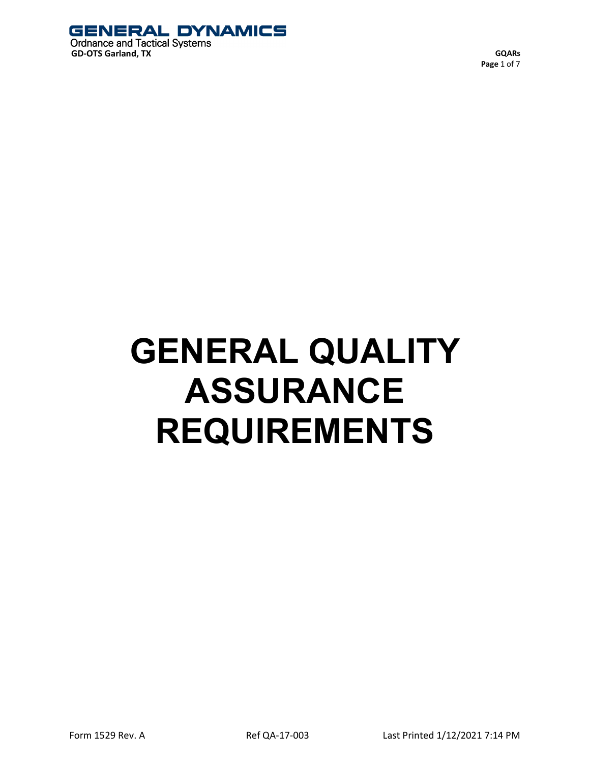# GENERAL QUALITY ASSURANCE REQUIREMENTS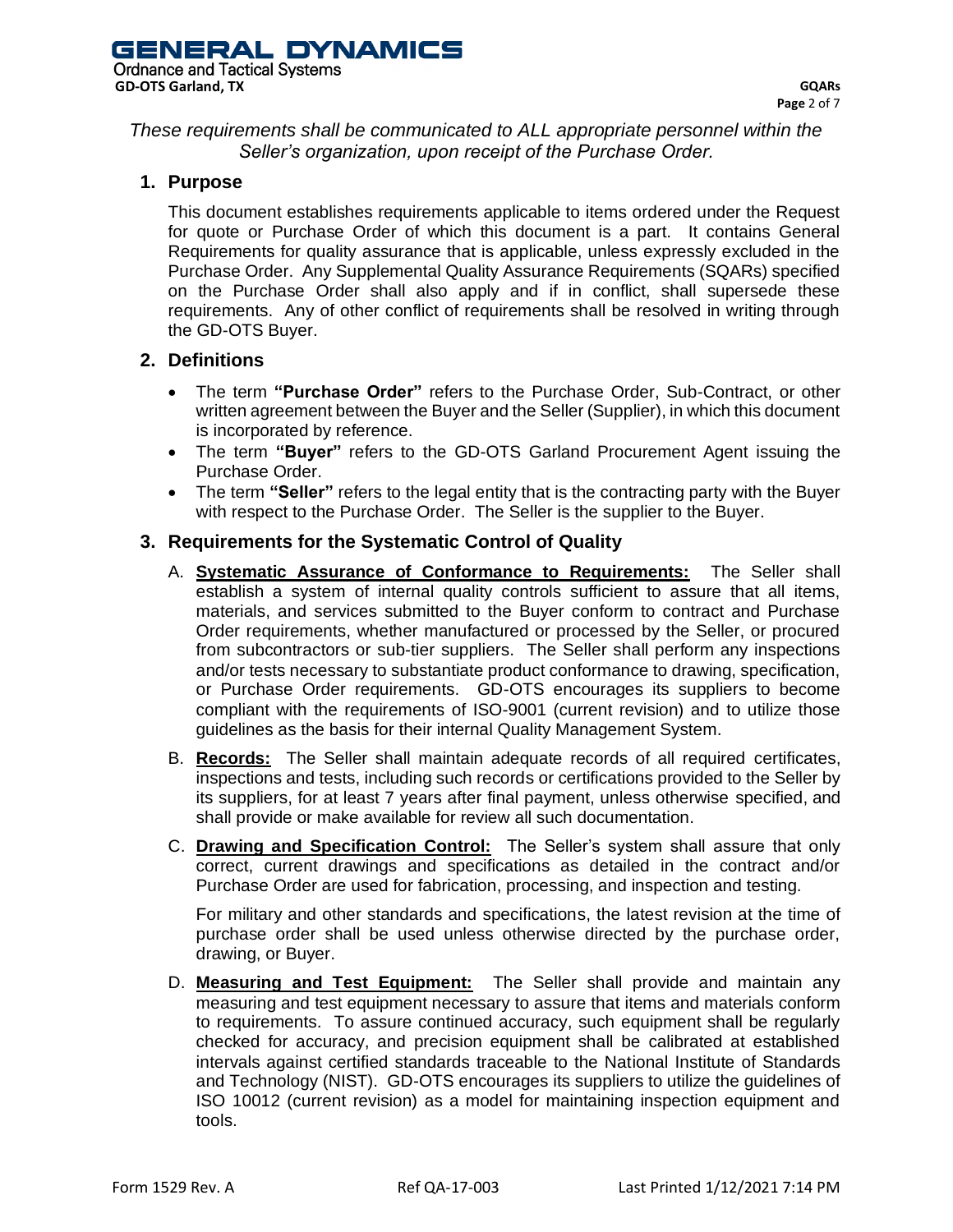*These requirements shall be communicated to ALL appropriate personnel within the Seller's organization, upon receipt of the Purchase Order.*

## 1. Purpose

This document establishes requirements applicable to items ordered under the Request for quote or Purchase Order of which this document is a part. It contains General Requirements for quality assurance that is applicable, unless expressly excluded in the Purchase Order. Any Supplemental Quality Assurance Requirements (SQARs) specified on the Purchase Order shall also apply and if in conflict, shall supersede these requirements. Any of other conflict of requirements shall be resolved in writing through the GD-OTS Buyer.

## 2. Definitions

- The term **"Purchase Order"** refers to the Purchase Order, Sub-Contract, or other written agreement between the Buyer and the Seller (Supplier), in which this document is incorporated by reference.
- The term **"Buyer"** refers to the GD-OTS Garland Procurement Agent issuing the Purchase Order.
- The term **"Seller"** refers to the legal entity that is the contracting party with the Buyer with respect to the Purchase Order. The Seller is the supplier to the Buyer.

## 3. Requirements for the Systematic Control of Quality

A. **Systematic Assurance of Conformance to Requirements:** The Seller shall establish a system of internal quality controls sufficient to assure that all items, materials, and services submitted to the Buyer conform to contract and Purchase Order requirements, whether manufactured or processed by the Seller, or procured from subcontractors or sub-tier suppliers. The Seller shall perform any inspections and/or tests necessary to substantiate product conformance to drawing, specification, or Purchase Order requirements. GD-OTS encourages its suppliers to become compliant with the requirements of ISO-9001 (current revision) and to utilize those guidelines as the basis for their internal Quality Management System.

B. **Records:** The Seller shall maintain adequate records of all required certificates, inspections and tests, including such records or certifications provided to the Seller by its suppliers, for at least 7 years after final payment, unless otherwise specified, and shall provide or make available for review all such documentation.

C. **Drawing and Specification Control:** The Seller's system shall assure that only correct, current drawings and specifications as detailed in the contract and/or Purchase Order are used for fabrication, processing, and inspection and testing.

   For military and other standards and specifications, the latest revision at the time of purchase order shall be used unless otherwise directed by the purchase order, drawing, or Buyer.

D. **Measuring and Test Equipment:** The Seller shall provide and maintain any measuring and test equipment necessary to assure that items and materials conform to requirements. To assure continued accuracy, such equipment shall be regularly checked for accuracy, and precision equipment shall be calibrated at established intervals against certified standards traceable to the National Institute of Standards and Technology (NIST). GD-OTS encourages its suppliers to utilize the guidelines of ISO 10012 (current revision) as a model for maintaining inspection equipment and tools.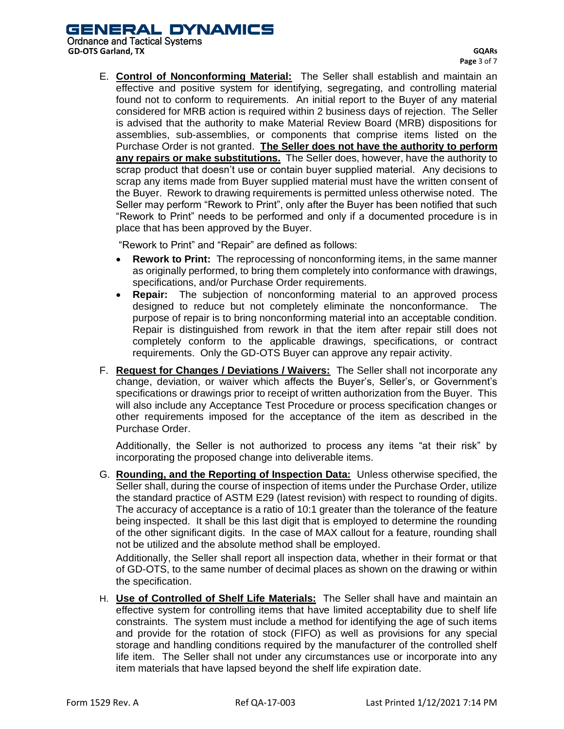E. **Control of Nonconforming Material:** The Seller shall establish and maintain an effective and positive system for identifying, segregating, and controlling material found not to conform to requirements. An initial report to the Buyer of any material considered for MRB action is required within 2 business days of rejection. The Seller is advised that the authority to make Material Review Board (MRB) dispositions for assemblies, sub-assemblies, or components that comprise items listed on the Purchase Order is not granted. **The Seller does not have the authority to perform any repairs or make substitutions.** The Seller does, however, have the authority to scrap product that doesn't use or contain buyer supplied material. Any decisions to scrap any items made from Buyer supplied material must have the written consent of the Buyer. Rework to drawing requirements is permitted unless otherwise noted. The Seller may perform "Rework to Print", only after the Buyer has been notified that such "Rework to Print" needs to be performed and only if a documented procedure is in place that has been approved by the Buyer.

   "Rework to Print" and "Repair" are defined as follows:

   - **Rework to Print:** The reprocessing of nonconforming items, in the same manner as originally performed, to bring them completely into conformance with drawings, specifications, and/or Purchase Order requirements.
   - **Repair:** The subjection of nonconforming material to an approved process designed to reduce but not completely eliminate the nonconformance. The purpose of repair is to bring nonconforming material into an acceptable condition. Repair is distinguished from rework in that the item after repair still does not completely conform to the applicable drawings, specifications, or contract requirements. Only the GD-OTS Buyer can approve any repair activity.

F. **Request for Changes / Deviations / Waivers:** The Seller shall not incorporate any change, deviation, or waiver which affects the Buyer's, Seller's, or Government's specifications or drawings prior to receipt of written authorization from the Buyer. This will also include any Acceptance Test Procedure or process specification changes or other requirements imposed for the acceptance of the item as described in the Purchase Order.

   Additionally, the Seller is not authorized to process any items "at their risk" by incorporating the proposed change into deliverable items.

G. **Rounding, and the Reporting of Inspection Data:** Unless otherwise specified, the Seller shall, during the course of inspection of items under the Purchase Order, utilize the standard practice of ASTM E29 (latest revision) with respect to rounding of digits. The accuracy of acceptance is a ratio of 10:1 greater than the tolerance of the feature being inspected. It shall be this last digit that is employed to determine the rounding of the other significant digits. In the case of MAX callout for a feature, rounding shall not be utilized and the absolute method shall be employed.

   Additionally, the Seller shall report all inspection data, whether in their format or that of GD-OTS, to the same number of decimal places as shown on the drawing or within the specification.

H. **Use of Controlled of Shelf Life Materials:** The Seller shall have and maintain an effective system for controlling items that have limited acceptability due to shelf life constraints. The system must include a method for identifying the age of such items and provide for the rotation of stock (FIFO) as well as provisions for any special storage and handling conditions required by the manufacturer of the controlled shelf life item. The Seller shall not under any circumstances use or incorporate into any item materials that have lapsed beyond the shelf life expiration date.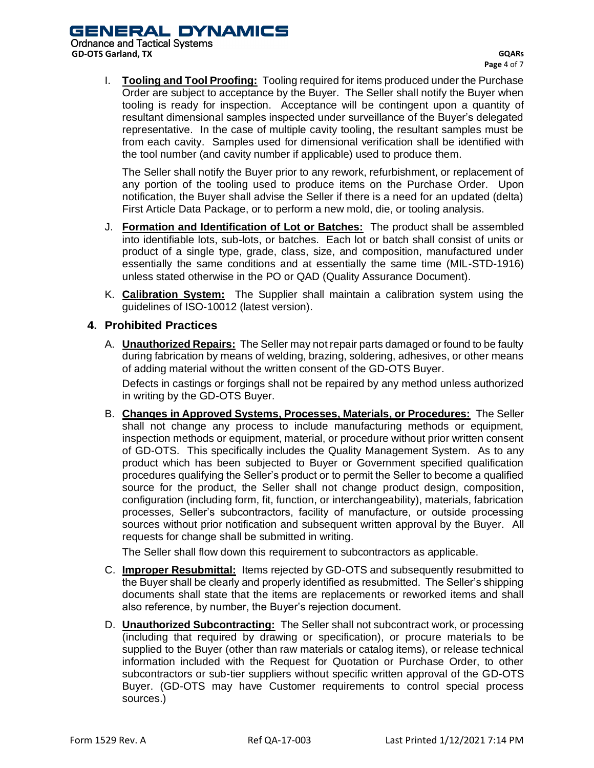I. **Tooling and Tool Proofing:** Tooling required for items produced under the Purchase Order are subject to acceptance by the Buyer. The Seller shall notify the Buyer when tooling is ready for inspection. Acceptance will be contingent upon a quantity of resultant dimensional samples inspected under surveillance of the Buyer's delegated representative. In the case of multiple cavity tooling, the resultant samples must be from each cavity. Samples used for dimensional verification shall be identified with the tool number (and cavity number if applicable) used to produce them.

   The Seller shall notify the Buyer prior to any rework, refurbishment, or replacement of any portion of the tooling used to produce items on the Purchase Order. Upon notification, the Buyer shall advise the Seller if there is a need for an updated (delta) First Article Data Package, or to perform a new mold, die, or tooling analysis.

J. **Formation and Identification of Lot or Batches:** The product shall be assembled into identifiable lots, sub-lots, or batches. Each lot or batch shall consist of units or product of a single type, grade, class, size, and composition, manufactured under essentially the same conditions and at essentially the same time (MIL-STD-1916) unless stated otherwise in the PO or QAD (Quality Assurance Document).

K. **Calibration System:** The Supplier shall maintain a calibration system using the guidelines of ISO-10012 (latest version).

## 4. Prohibited Practices

A. **Unauthorized Repairs:** The Seller may not repair parts damaged or found to be faulty during fabrication by means of welding, brazing, soldering, adhesives, or other means of adding material without the written consent of the GD-OTS Buyer.

   Defects in castings or forgings shall not be repaired by any method unless authorized in writing by the GD-OTS Buyer.

B. **Changes in Approved Systems, Processes, Materials, or Procedures:** The Seller shall not change any process to include manufacturing methods or equipment, inspection methods or equipment, material, or procedure without prior written consent of GD-OTS. This specifically includes the Quality Management System. As to any product which has been subjected to Buyer or Government specified qualification procedures qualifying the Seller's product or to permit the Seller to become a qualified source for the product, the Seller shall not change product design, composition, configuration (including form, fit, function, or interchangeability), materials, fabrication processes, Seller's subcontractors, facility of manufacture, or outside processing sources without prior notification and subsequent written approval by the Buyer. All requests for change shall be submitted in writing.

   The Seller shall flow down this requirement to subcontractors as applicable.

C. **Improper Resubmittal:** Items rejected by GD-OTS and subsequently resubmitted to the Buyer shall be clearly and properly identified as resubmitted. The Seller's shipping documents shall state that the items are replacements or reworked items and shall also reference, by number, the Buyer's rejection document.

D. **Unauthorized Subcontracting:** The Seller shall not subcontract work, or processing (including that required by drawing or specification), or procure materials to be supplied to the Buyer (other than raw materials or catalog items), or release technical information included with the Request for Quotation or Purchase Order, to other subcontractors or sub-tier suppliers without specific written approval of the GD-OTS Buyer. (GD-OTS may have Customer requirements to control special process sources.)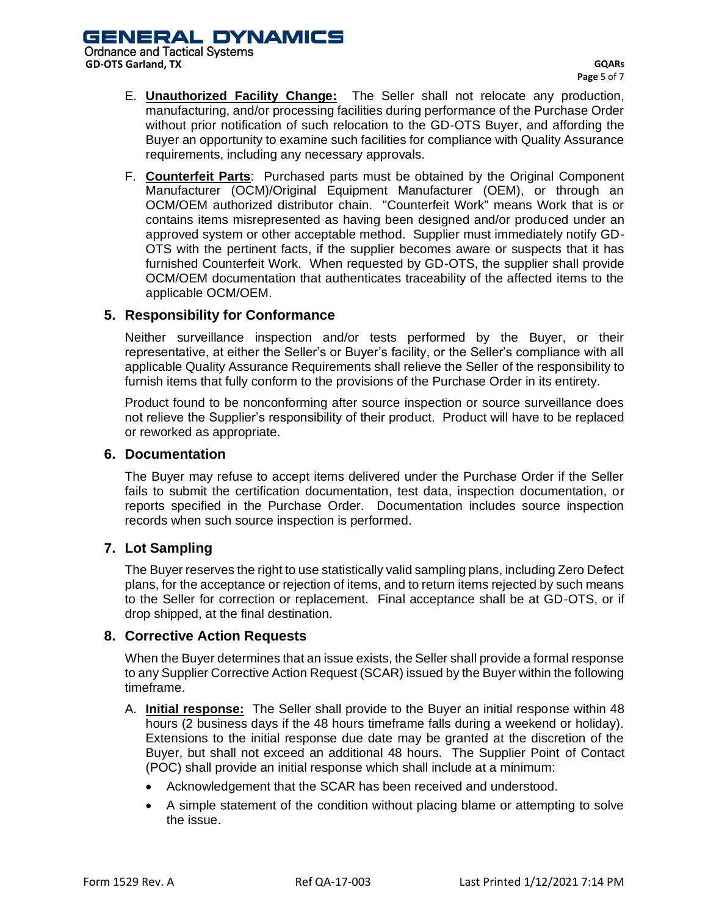E. **Unauthorized Facility Change:** The Seller shall not relocate any production, manufacturing, and/or processing facilities during performance of the Purchase Order without prior notification of such relocation to the GD-OTS Buyer, and affording the Buyer an opportunity to examine such facilities for compliance with Quality Assurance requirements, including any necessary approvals.

F. **Counterfeit Parts**: Purchased parts must be obtained by the Original Component Manufacturer (OCM)/Original Equipment Manufacturer (OEM), or through an OCM/OEM authorized distributor chain. "Counterfeit Work" means Work that is or contains items misrepresented as having been designed and/or produced under an approved system or other acceptable method. Supplier must immediately notify GD-OTS with the pertinent facts, if the supplier becomes aware or suspects that it has furnished Counterfeit Work. When requested by GD-OTS, the supplier shall provide OCM/OEM documentation that authenticates traceability of the affected items to the applicable OCM/OEM.

## 5. Responsibility for Conformance

Neither surveillance inspection and/or tests performed by the Buyer, or their representative, at either the Seller's or Buyer's facility, or the Seller's compliance with all applicable Quality Assurance Requirements shall relieve the Seller of the responsibility to furnish items that fully conform to the provisions of the Purchase Order in its entirety.

Product found to be nonconforming after source inspection or source surveillance does not relieve the Supplier's responsibility of their product. Product will have to be replaced or reworked as appropriate.

## 6. Documentation

The Buyer may refuse to accept items delivered under the Purchase Order if the Seller fails to submit the certification documentation, test data, inspection documentation, or reports specified in the Purchase Order. Documentation includes source inspection records when such source inspection is performed.

## 7. Lot Sampling

The Buyer reserves the right to use statistically valid sampling plans, including Zero Defect plans, for the acceptance or rejection of items, and to return items rejected by such means to the Seller for correction or replacement. Final acceptance shall be at GD-OTS, or if drop shipped, at the final destination.

## 8. Corrective Action Requests

When the Buyer determines that an issue exists, the Seller shall provide a formal response to any Supplier Corrective Action Request (SCAR) issued by the Buyer within the following timeframe.

A. **Initial response:** The Seller shall provide to the Buyer an initial response within 48 hours (2 business days if the 48 hours timeframe falls during a weekend or holiday). Extensions to the initial response due date may be granted at the discretion of the Buyer, but shall not exceed an additional 48 hours. The Supplier Point of Contact (POC) shall provide an initial response which shall include at a minimum:

- Acknowledgement that the SCAR has been received and understood.
- A simple statement of the condition without placing blame or attempting to solve the issue.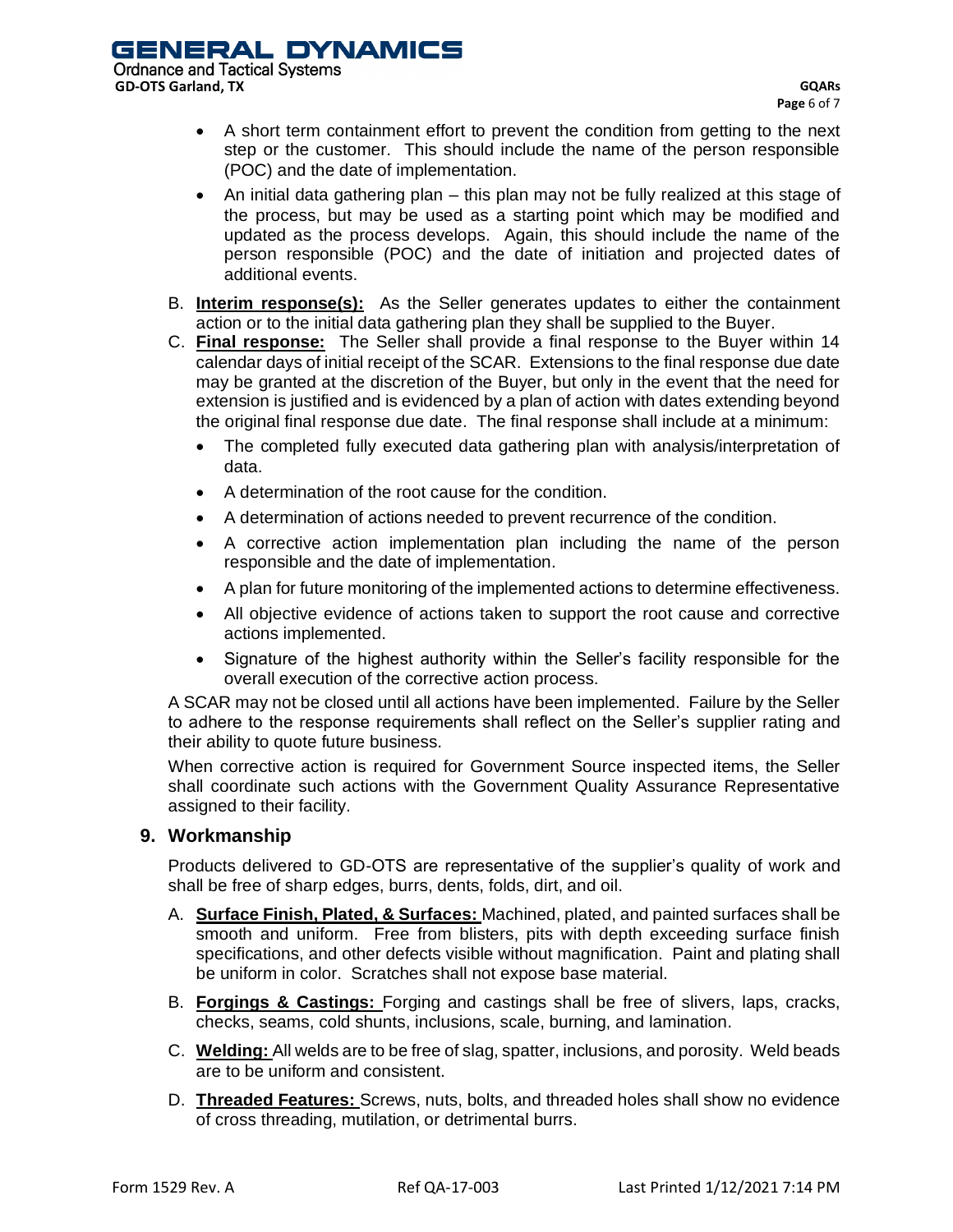- A short term containment effort to prevent the condition from getting to the next step or the customer. This should include the name of the person responsible (POC) and the date of implementation.
- An initial data gathering plan – this plan may not be fully realized at this stage of the process, but may be used as a starting point which may be modified and updated as the process develops. Again, this should include the name of the person responsible (POC) and the date of initiation and projected dates of additional events.

B. **Interim response(s):** As the Seller generates updates to either the containment action or to the initial data gathering plan they shall be supplied to the Buyer.

C. **Final response:** The Seller shall provide a final response to the Buyer within 14 calendar days of initial receipt of the SCAR. Extensions to the final response due date may be granted at the discretion of the Buyer, but only in the event that the need for extension is justified and is evidenced by a plan of action with dates extending beyond the original final response due date. The final response shall include at a minimum:

- The completed fully executed data gathering plan with analysis/interpretation of data.
- A determination of the root cause for the condition.
- A determination of actions needed to prevent recurrence of the condition.
- A corrective action implementation plan including the name of the person responsible and the date of implementation.
- A plan for future monitoring of the implemented actions to determine effectiveness.
- All objective evidence of actions taken to support the root cause and corrective actions implemented.
- Signature of the highest authority within the Seller's facility responsible for the overall execution of the corrective action process.

A SCAR may not be closed until all actions have been implemented. Failure by the Seller to adhere to the response requirements shall reflect on the Seller's supplier rating and their ability to quote future business.

When corrective action is required for Government Source inspected items, the Seller shall coordinate such actions with the Government Quality Assurance Representative assigned to their facility.

## 9. Workmanship

Products delivered to GD-OTS are representative of the supplier's quality of work and shall be free of sharp edges, burrs, dents, folds, dirt, and oil.

A. **Surface Finish, Plated, & Surfaces:** Machined, plated, and painted surfaces shall be smooth and uniform. Free from blisters, pits with depth exceeding surface finish specifications, and other defects visible without magnification. Paint and plating shall be uniform in color. Scratches shall not expose base material.

B. **Forgings & Castings:** Forging and castings shall be free of slivers, laps, cracks, checks, seams, cold shunts, inclusions, scale, burning, and lamination.

C. **Welding:** All welds are to be free of slag, spatter, inclusions, and porosity. Weld beads are to be uniform and consistent.

D. **Threaded Features:** Screws, nuts, bolts, and threaded holes shall show no evidence of cross threading, mutilation, or detrimental burrs.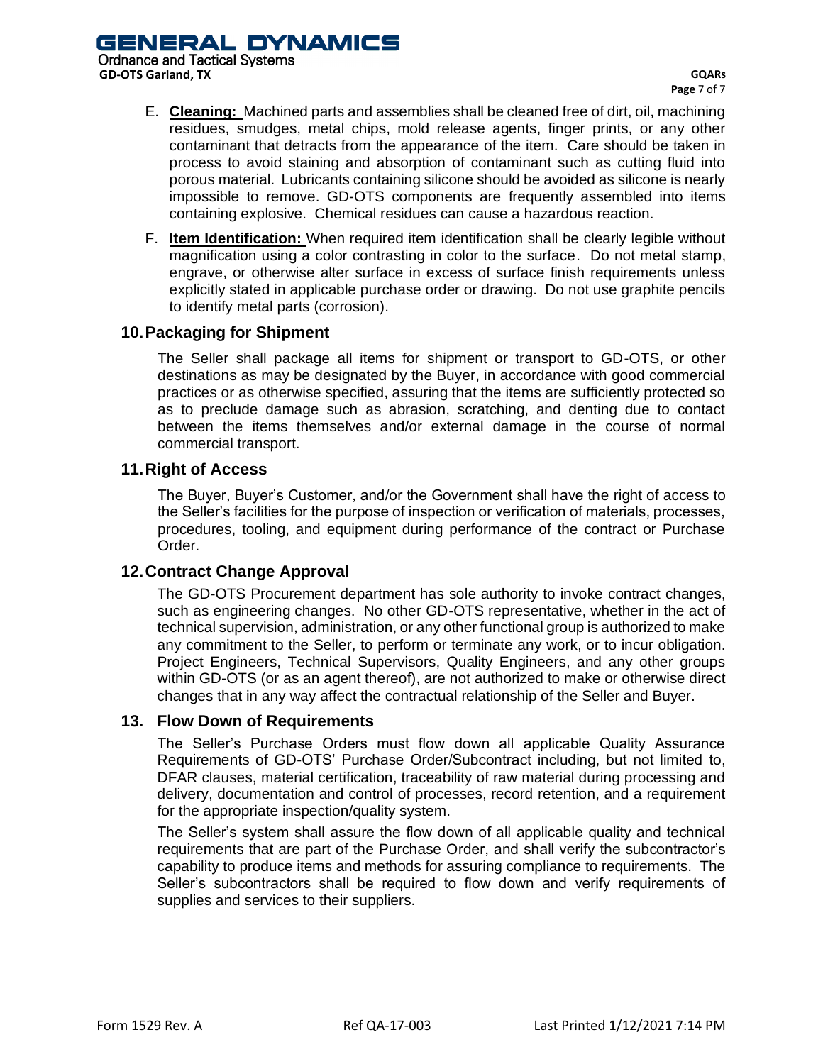E. **Cleaning:** Machined parts and assemblies shall be cleaned free of dirt, oil, machining residues, smudges, metal chips, mold release agents, finger prints, or any other contaminant that detracts from the appearance of the item. Care should be taken in process to avoid staining and absorption of contaminant such as cutting fluid into porous material. Lubricants containing silicone should be avoided as silicone is nearly impossible to remove. GD-OTS components are frequently assembled into items containing explosive. Chemical residues can cause a hazardous reaction.

F. **Item Identification:** When required item identification shall be clearly legible without magnification using a color contrasting in color to the surface. Do not metal stamp, engrave, or otherwise alter surface in excess of surface finish requirements unless explicitly stated in applicable purchase order or drawing. Do not use graphite pencils to identify metal parts (corrosion).

## 10. Packaging for Shipment

The Seller shall package all items for shipment or transport to GD-OTS, or other destinations as may be designated by the Buyer, in accordance with good commercial practices or as otherwise specified, assuring that the items are sufficiently protected so as to preclude damage such as abrasion, scratching, and denting due to contact between the items themselves and/or external damage in the course of normal commercial transport.

## 11. Right of Access

The Buyer, Buyer's Customer, and/or the Government shall have the right of access to the Seller's facilities for the purpose of inspection or verification of materials, processes, procedures, tooling, and equipment during performance of the contract or Purchase Order.

## 12. Contract Change Approval

The GD-OTS Procurement department has sole authority to invoke contract changes, such as engineering changes. No other GD-OTS representative, whether in the act of technical supervision, administration, or any other functional group is authorized to make any commitment to the Seller, to perform or terminate any work, or to incur obligation. Project Engineers, Technical Supervisors, Quality Engineers, and any other groups within GD-OTS (or as an agent thereof), are not authorized to make or otherwise direct changes that in any way affect the contractual relationship of the Seller and Buyer.

## 13. Flow Down of Requirements

The Seller's Purchase Orders must flow down all applicable Quality Assurance Requirements of GD-OTS' Purchase Order/Subcontract including, but not limited to, DFAR clauses, material certification, traceability of raw material during processing and delivery, documentation and control of processes, record retention, and a requirement for the appropriate inspection/quality system.

The Seller's system shall assure the flow down of all applicable quality and technical requirements that are part of the Purchase Order, and shall verify the subcontractor's capability to produce items and methods for assuring compliance to requirements. The Seller's subcontractors shall be required to flow down and verify requirements of supplies and services to their suppliers.